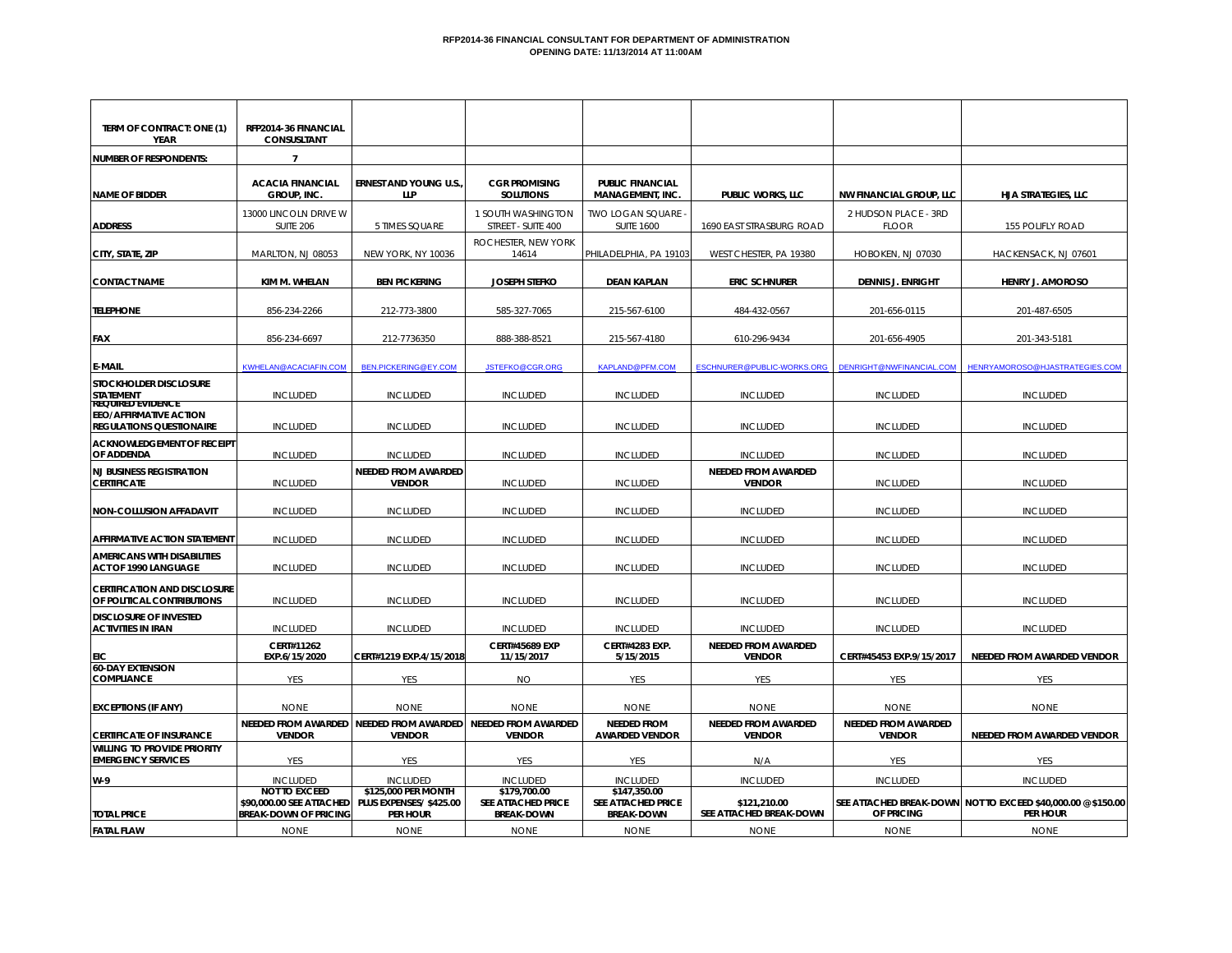**RFP2014-36 FINANCIAL CONSULTANT FOR DEPARTMENT OF ADMINISTRATION**
**OPENING DATE: 11/13/2014 AT 11:00AM**

| TERM OF CONTRACT: ONE (1) YEAR | RFP2014-36 FINANCIAL CONSULTANT | | | | | | |
|---|---|---|---|---|---|---|---|
| NUMBER OF RESPONDENTS: | 7 | | | | | | |
| NAME OF BIDDER | ACACIA FINANCIAL GROUP, INC. | ERNEST AND YOUNG U.S., LLP | CGR PROMISING SOLUTIONS | PUBLIC FINANCIAL MANAGEMENT, INC. | PUBLIC WORKS, LLC | NW FINANCIAL GROUP, LLC | HJA STRATEGIES, LLC |
| ADDRESS | 13000 LINCOLN DRIVE W SUITE 206 | 5 TIMES SQUARE | 1 SOUTH WASHINGTON STREET - SUITE 400 | TWO LOGAN SQUARE - SUITE 1600 | 1690 EAST STRASBURG ROAD | 2 HUDSON PLACE - 3RD FLOOR | 155 POLIFLY ROAD |
| CITY, STATE, ZIP | MARLTON, NJ 08053 | NEW YORK, NY 10036 | ROCHESTER, NEW YORK 14614 | PHILADELPHIA, PA 19103 | WEST CHESTER, PA 19380 | HOBOKEN, NJ 07030 | HACKENSACK, NJ 07601 |
| CONTACT NAME | KIM M. WHELAN | BEN PICKERING | JOSEPH STEFKO | DEAN KAPLAN | ERIC SCHNURER | DENNIS J. ENRIGHT | HENRY J. AMOROSO |
| TELEPHONE | 856-234-2266 | 212-773-3800 | 585-327-7065 | 215-567-6100 | 484-432-0567 | 201-656-0115 | 201-487-6505 |
| FAX | 856-234-6697 | 212-7736350 | 888-388-8521 | 215-567-4180 | 610-296-9434 | 201-656-4905 | 201-343-5181 |
| E-MAIL | KWHELAN@ACACIAFIN.COM | BEN.PICKERING@EY.COM | JSTEFKO@CGR.ORG | KAPLAND@PFM.COM | ESCHNURER@PUBLIC-WORKS.ORG | DENRIGHT@NWFINANCIAL.COM | HENRYAMOROSO@HJASTRATEGIES.COM |
| STOCKHOLDER DISCLOSURE STATEMENT | INCLUDED | INCLUDED | INCLUDED | INCLUDED | INCLUDED | INCLUDED | INCLUDED |
| REQUIRED EVIDENCE EEO/AFFIRMATIVE ACTION REGULATIONS QUESTIONAIRE | INCLUDED | INCLUDED | INCLUDED | INCLUDED | INCLUDED | INCLUDED | INCLUDED |
| ACKNOWLEDGEMENT OF RECEIPT OF ADDENDA | INCLUDED | INCLUDED | INCLUDED | INCLUDED | INCLUDED | INCLUDED | INCLUDED |
| NJ BUSINESS REGISTRATION CERTIFICATE | INCLUDED | NEEDED FROM AWARDED VENDOR | INCLUDED | INCLUDED | NEEDED FROM AWARDED VENDOR | INCLUDED | INCLUDED |
| NON-COLLUSION AFFADAVIT | INCLUDED | INCLUDED | INCLUDED | INCLUDED | INCLUDED | INCLUDED | INCLUDED |
| AFFIRMATIVE ACTION STATEMENT | INCLUDED | INCLUDED | INCLUDED | INCLUDED | INCLUDED | INCLUDED | INCLUDED |
| AMERICANS WITH DISABILITIES ACT OF 1990 LANGUAGE | INCLUDED | INCLUDED | INCLUDED | INCLUDED | INCLUDED | INCLUDED | INCLUDED |
| CERTIFICATION AND DISCLOSURE OF POLITICAL CONTRIBUTIONS | INCLUDED | INCLUDED | INCLUDED | INCLUDED | INCLUDED | INCLUDED | INCLUDED |
| DISCLOSURE OF INVESTED ACTIVITIES IN IRAN | INCLUDED | INCLUDED | INCLUDED | INCLUDED | INCLUDED | INCLUDED | INCLUDED |
| EIC | CERT#11262 EXP.6/15/2020 | CERT#1219 EXP.4/15/2018 | CERT#45689 EXP 11/15/2017 | CERT#4283 EXP. 5/15/2015 | NEEDED FROM AWARDED VENDOR | CERT#45453 EXP.9/15/2017 | NEEDED FROM AWARDED VENDOR |
| 60-DAY EXTENSION COMPLIANCE | YES | YES | NO | YES | YES | YES | YES |
| EXCEPTIONS (IF ANY) | NONE | NONE | NONE | NONE | NONE | NONE | NONE |
| CERTIFICATE OF INSURANCE | NEEDED FROM AWARDED VENDOR | NEEDED FROM AWARDED VENDOR | NEEDED FROM AWARDED VENDOR | NEEDED FROM AWARDED VENDOR | NEEDED FROM AWARDED VENDOR | NEEDED FROM AWARDED VENDOR | NEEDED FROM AWARDED VENDOR |
| WILLING TO PROVIDE PRIORITY EMERGENCY SERVICES | YES | YES | YES | YES | N/A | YES | YES |
| W-9 | INCLUDED | INCLUDED | INCLUDED | INCLUDED | INCLUDED | INCLUDED | INCLUDED |
| TOTAL PRICE | NOT TO EXCEED $90,000.00 SEE ATTACHED BREAK-DOWN OF PRICING | $125,000 PER MONTH PLUS EXPENSES/ $425.00 PER HOUR | $179,700.00 SEE ATTACHED PRICE BREAK-DOWN | $147,350.00 SEE ATTACHED PRICE BREAK-DOWN | $121,210.00 SEE ATTACHED BREAK-DOWN | SEE ATTACHED BREAK-DOWN OF PRICING | NOT TO EXCEED $40,000.00 @ $150.00 PER HOUR |
| FATAL FLAW | NONE | NONE | NONE | NONE | NONE | NONE | NONE |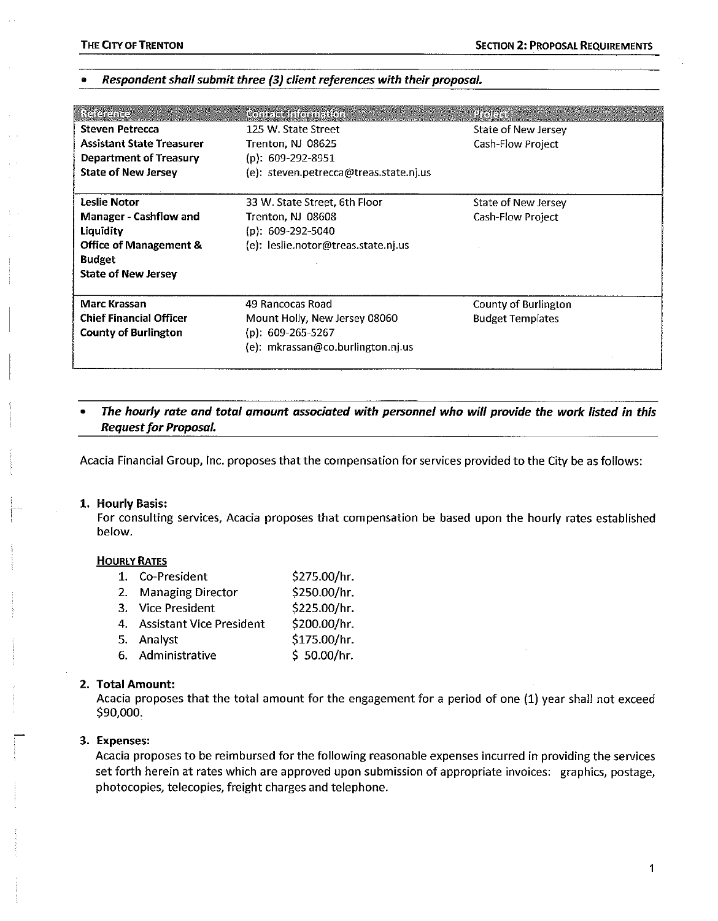- ***Respondent shall submit three (3) client references with their proposal.***

| Reference | Contact Information | Project |
|---|---|---|
| **Steven Petrecca**<br>**Assistant State Treasurer**<br>**Department of Treasury**<br>**State of New Jersey** | 125 W. State Street<br>Trenton, NJ 08625<br>(p): 609-292-8951<br>(e): steven.petrecca@treas.state.nj.us | State of New Jersey<br>Cash-Flow Project |
| **Leslie Notor**<br>**Manager - Cashflow and Liquidity**<br>**Office of Management & Budget**<br>**State of New Jersey** | 33 W. State Street, 6th Floor<br>Trenton, NJ 08608<br>(p): 609-292-5040<br>(e): leslie.notor@treas.state.nj.us | State of New Jersey<br>Cash-Flow Project |
| **Marc Krassan**<br>**Chief Financial Officer**<br>**County of Burlington** | 49 Rancocas Road<br>Mount Holly, New Jersey 08060<br>(p): 609-265-5267<br>(e): mkrassan@co.burlington.nj.us | County of Burlington<br>Budget Templates |

- ***The hourly rate and total amount associated with personnel who will provide the work listed in this Request for Proposal.***

Acacia Financial Group, Inc. proposes that the compensation for services provided to the City be as follows:

**1. Hourly Basis:**

For consulting services, Acacia proposes that compensation be based upon the hourly rates established below.

**HOURLY RATES**

1. Co-President $275.00/hr.
2. Managing Director $250.00/hr.
3. Vice President $225.00/hr.
4. Assistant Vice President $200.00/hr.
5. Analyst $175.00/hr.
6. Administrative $ 50.00/hr.

**2. Total Amount:**

Acacia proposes that the total amount for the engagement for a period of one (1) year shall not exceed $90,000.

**3. Expenses:**

Acacia proposes to be reimbursed for the following reasonable expenses incurred in providing the services set forth herein at rates which are approved upon submission of appropriate invoices: graphics, postage, photocopies, telecopies, freight charges and telephone.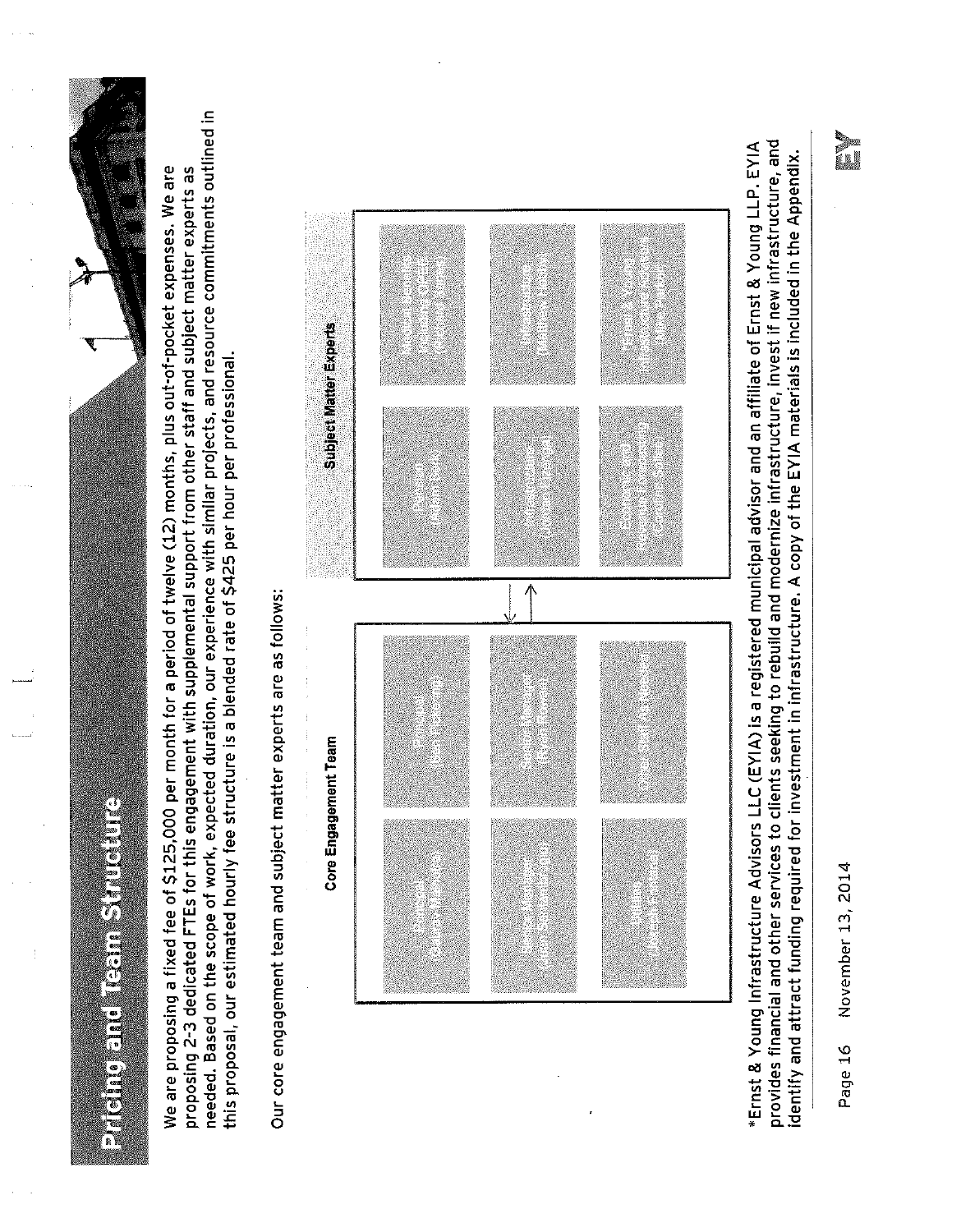# Pricing and Team Structure

We are proposing a fixed fee of $125,000 per month for a period of twelve (12) months, plus out-of-pocket expenses. We are proposing 2-3 dedicated FTEs for this engagement with supplemental support from other staff and subject matter experts as needed. Based on the scope of work, expected duration, our experience with similar projects, and resource commitments outlined in this proposal, our estimated hourly fee structure is a blended rate of $425 per hour per professional.

Our core engagement team and subject matter experts are as follows:

**Core Engagement Team**

**Subject Matter Experts**

*Ernst & Young Infrastructure Advisors LLC (EYIA) is a registered municipal advisor and an affiliate of Ernst & Young LLP. EYIA provides financial and other services to clients seeking to rebuild and modernize infrastructure, invest if new infrastructure, and identify and attract funding required for investment in infrastructure. A copy of the EYIA materials is included in the Appendix.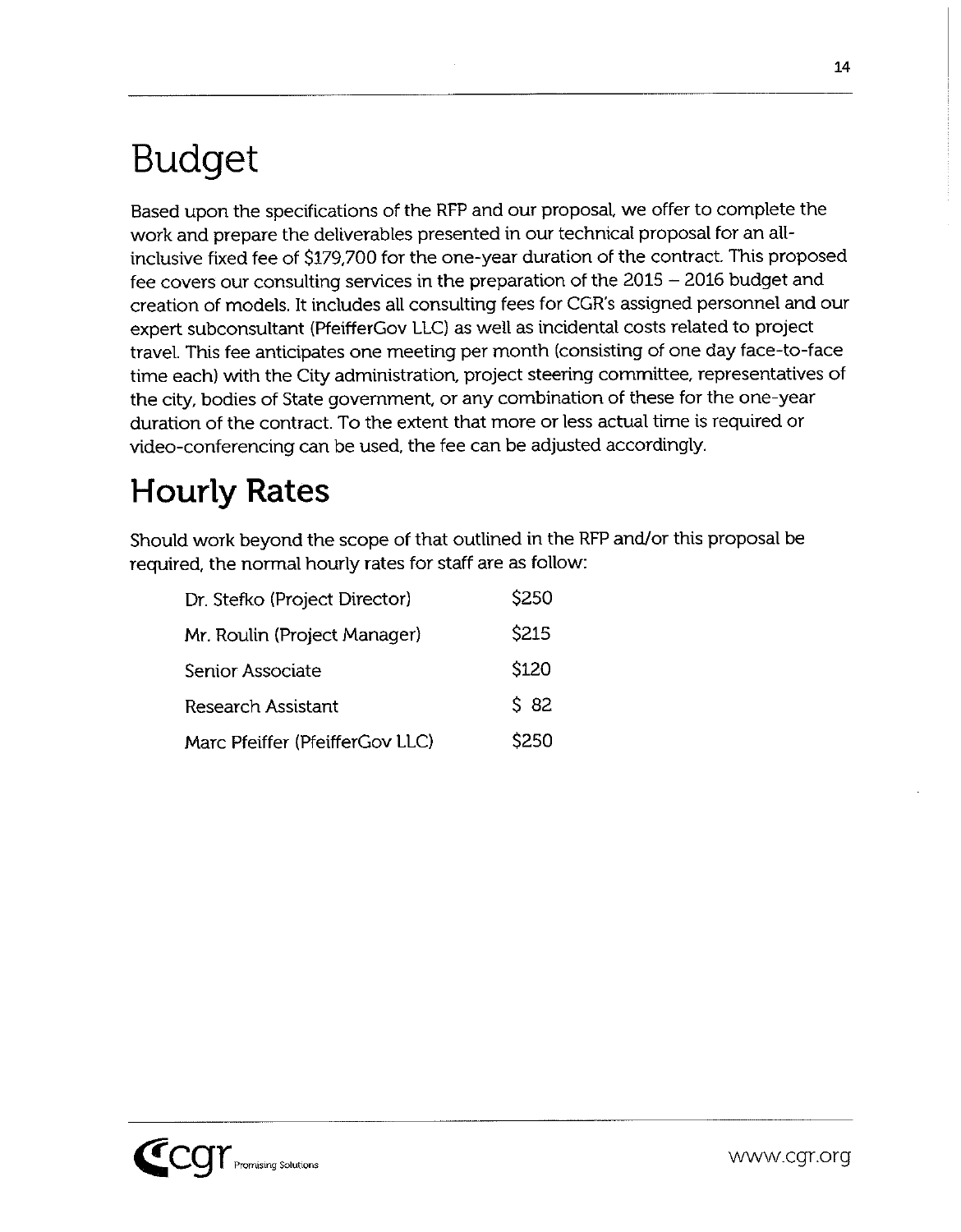# Budget

Based upon the specifications of the RFP and our proposal, we offer to complete the work and prepare the deliverables presented in our technical proposal for an all-inclusive fixed fee of $179,700 for the one-year duration of the contract. This proposed fee covers our consulting services in the preparation of the 2015 – 2016 budget and creation of models. It includes all consulting fees for CGR's assigned personnel and our expert subconsultant (PfeifferGov LLC) as well as incidental costs related to project travel. This fee anticipates one meeting per month (consisting of one day face-to-face time each) with the City administration, project steering committee, representatives of the city, bodies of State government, or any combination of these for the one-year duration of the contract. To the extent that more or less actual time is required or video-conferencing can be used, the fee can be adjusted accordingly.

# Hourly Rates

Should work beyond the scope of that outlined in the RFP and/or this proposal be required, the normal hourly rates for staff are as follow:

| | |
|---|---|
| Dr. Stefko (Project Director) | $250 |
| Mr. Roulin (Project Manager) | $215 |
| Senior Associate | $120 |
| Research Assistant | $ 82 |
| Marc Pfeiffer (PfeifferGov LLC) | $250 |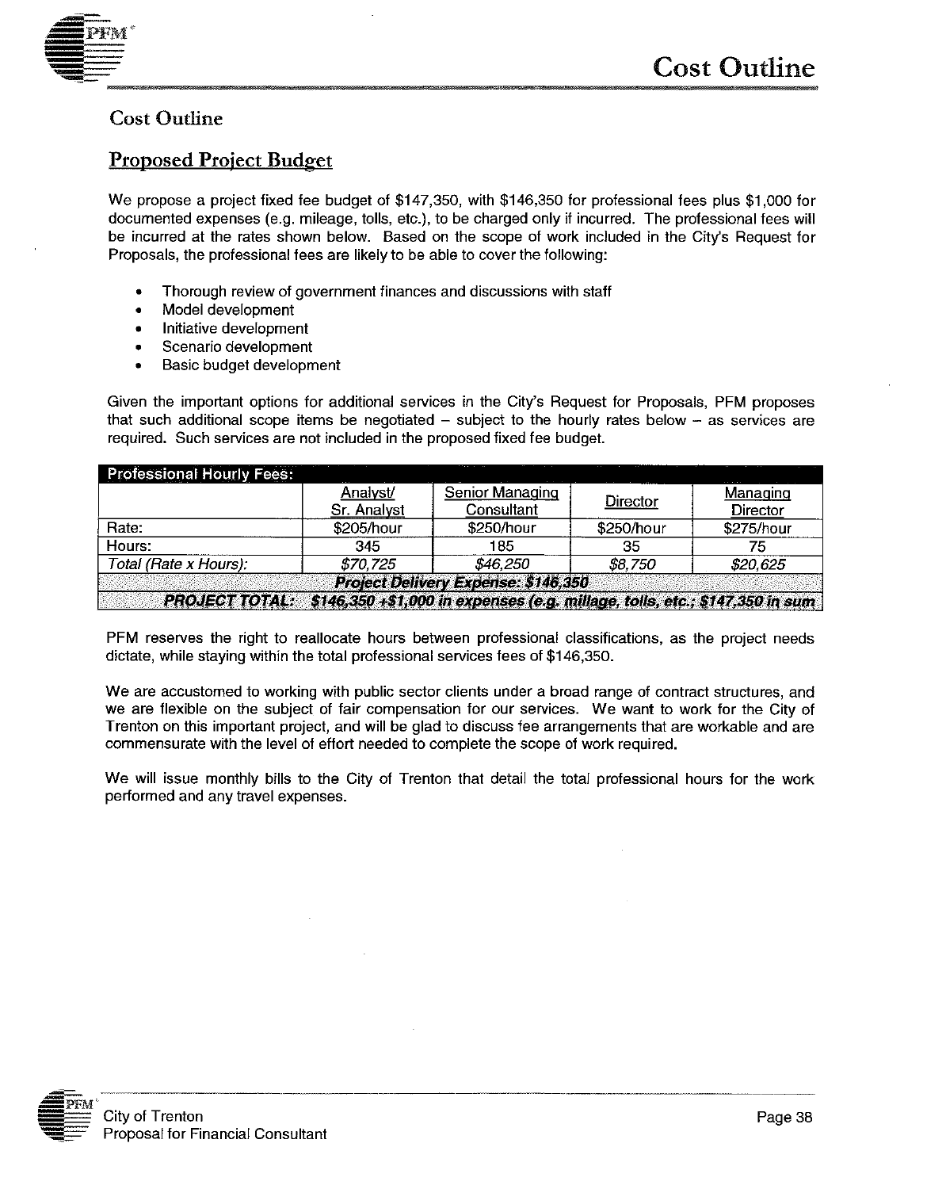## Cost Outline

### Proposed Project Budget

We propose a project fixed fee budget of $147,350, with $146,350 for professional fees plus $1,000 for documented expenses (e.g. mileage, tolls, etc.), to be charged only if incurred. The professional fees will be incurred at the rates shown below. Based on the scope of work included in the City's Request for Proposals, the professional fees are likely to be able to cover the following:

- Thorough review of government finances and discussions with staff
- Model development
- Initiative development
- Scenario development
- Basic budget development

Given the important options for additional services in the City's Request for Proposals, PFM proposes that such additional scope items be negotiated – subject to the hourly rates below – as services are required. Such services are not included in the proposed fixed fee budget.

| **Professional Hourly Fees:** | | | | |
|---|---|---|---|---|
| | Analyst/ Sr. Analyst | Senior Managing Consultant | Director | Managing Director |
| Rate: | $205/hour | $250/hour | $250/hour | $275/hour |
| Hours: | 345 | 185 | 35 | 75 |
| *Total (Rate x Hours):* | *$70,725* | *$46,250* | *$8,750* | *$20,625* |
| ***Project Delivery Expense: $146,350*** | | | | |
| ***PROJECT TOTAL: $146,350 +$1,000 in expenses (e.g. millage, tolls, etc.; $147,350 in sum*** | | | | |

PFM reserves the right to reallocate hours between professional classifications, as the project needs dictate, while staying within the total professional services fees of $146,350.

We are accustomed to working with public sector clients under a broad range of contract structures, and we are flexible on the subject of fair compensation for our services. We want to work for the City of Trenton on this important project, and will be glad to discuss fee arrangements that are workable and are commensurate with the level of effort needed to complete the scope of work required.

We will issue monthly bills to the City of Trenton that detail the total professional hours for the work performed and any travel expenses.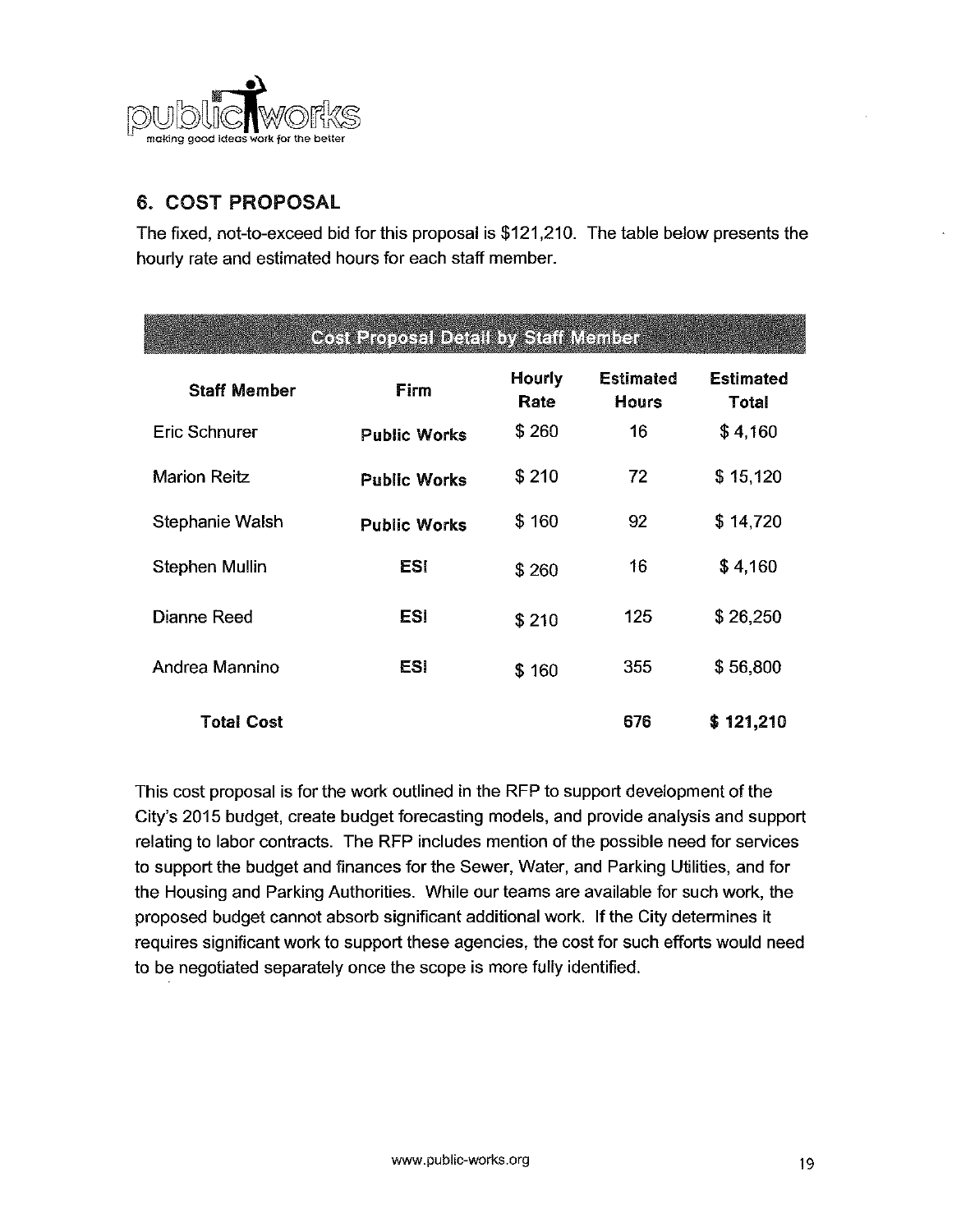## 6. COST PROPOSAL

The fixed, not-to-exceed bid for this proposal is $121,210. The table below presents the hourly rate and estimated hours for each staff member.

| Cost Proposal Detail by Staff Member | | | | |
|---|---|---|---|---|
| **Staff Member** | **Firm** | **Hourly Rate** | **Estimated Hours** | **Estimated Total** |
| Eric Schnurer | **Public Works** | $ 260 | 16 | $ 4,160 |
| Marion Reitz | **Public Works** | $ 210 | 72 | $ 15,120 |
| Stephanie Walsh | **Public Works** | $ 160 | 92 | $ 14,720 |
| Stephen Mullin | **ESI** | $ 260 | 16 | $ 4,160 |
| Dianne Reed | **ESI** | $ 210 | 125 | $ 26,250 |
| Andrea Mannino | **ESI** | $ 160 | 355 | $ 56,800 |
| **Total Cost** | | | **676** | **$ 121,210** |

This cost proposal is for the work outlined in the RFP to support development of the City's 2015 budget, create budget forecasting models, and provide analysis and support relating to labor contracts. The RFP includes mention of the possible need for services to support the budget and finances for the Sewer, Water, and Parking Utilities, and for the Housing and Parking Authorities. While our teams are available for such work, the proposed budget cannot absorb significant additional work. If the City determines it requires significant work to support these agencies, the cost for such efforts would need to be negotiated separately once the scope is more fully identified.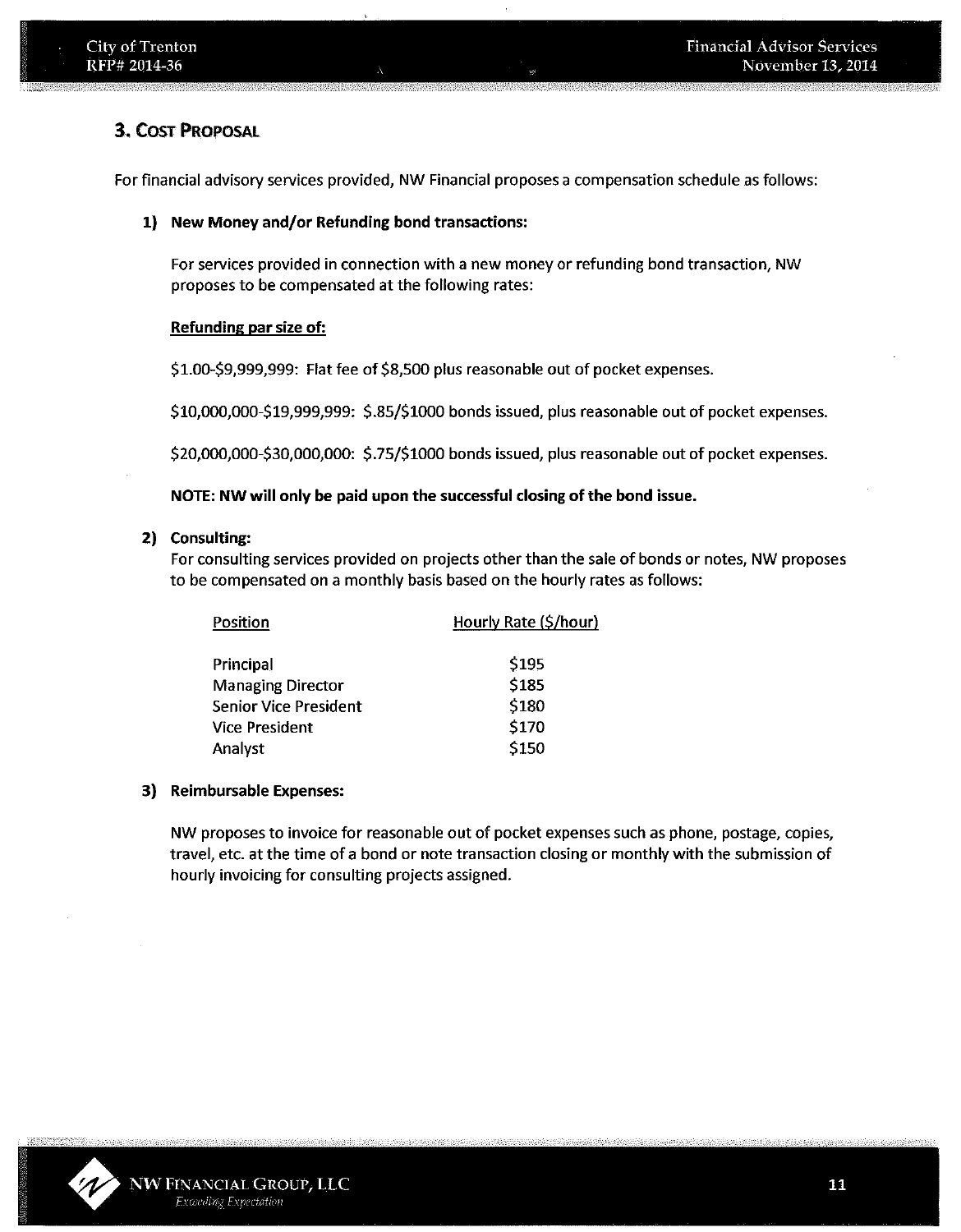## 3. Cost Proposal

For financial advisory services provided, NW Financial proposes a compensation schedule as follows:

**1) New Money and/or Refunding bond transactions:**

For services provided in connection with a new money or refunding bond transaction, NW proposes to be compensated at the following rates:

**Refunding par size of:**

$1.00-$9,999,999: Flat fee of $8,500 plus reasonable out of pocket expenses.

$10,000,000-$19,999,999: $.85/$1000 bonds issued, plus reasonable out of pocket expenses.

$20,000,000-$30,000,000: $.75/$1000 bonds issued, plus reasonable out of pocket expenses.

**NOTE: NW will only be paid upon the successful closing of the bond issue.**

**2) Consulting:**

For consulting services provided on projects other than the sale of bonds or notes, NW proposes to be compensated on a monthly basis based on the hourly rates as follows:

| Position | Hourly Rate ($/hour) |
|---|---|
| Principal | $195 |
| Managing Director | $185 |
| Senior Vice President | $180 |
| Vice President | $170 |
| Analyst | $150 |

**3) Reimbursable Expenses:**

NW proposes to invoice for reasonable out of pocket expenses such as phone, postage, copies, travel, etc. at the time of a bond or note transaction closing or monthly with the submission of hourly invoicing for consulting projects assigned.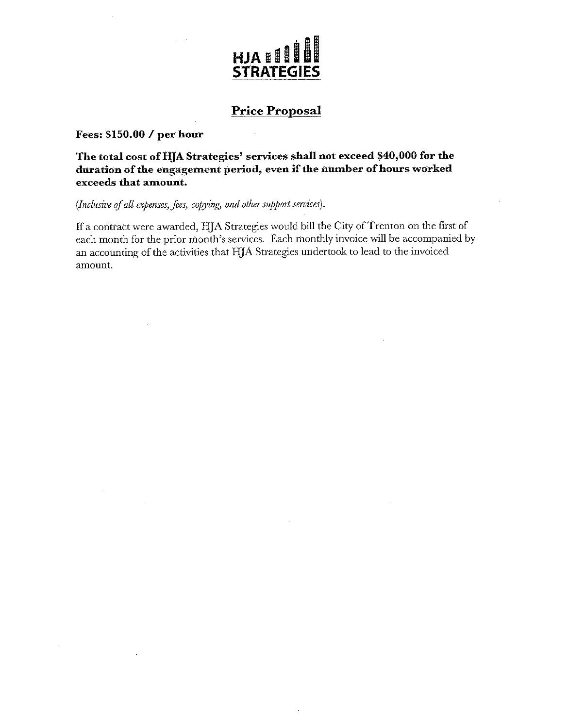HJA STRATEGIES

## Price Proposal

**Fees: $150.00 / per hour**

**The total cost of HJA Strategies' services shall not exceed $40,000 for the duration of the engagement period, even if the number of hours worked exceeds that amount.**

*(Inclusive of all expenses, fees, copying, and other support services).*

If a contract were awarded, HJA Strategies would bill the City of Trenton on the first of each month for the prior month's services. Each monthly invoice will be accompanied by an accounting of the activities that HJA Strategies undertook to lead to the invoiced amount.